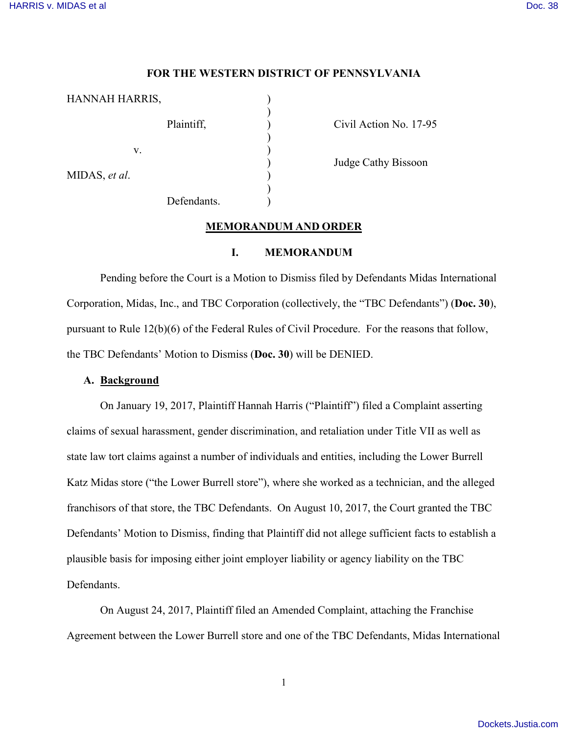**FOR THE WESTERN DISTRICT OF PENNSYLVANIA**

| | | |
|---|---|---|
| HANNAH HARRIS, | ) | |
| | ) | |
| Plaintiff, | ) | Civil Action No. 17-95 |
| | ) | |
| v. | ) | |
| | ) | Judge Cathy Bissoon |
| MIDAS, *et al*. | ) | |
| | ) | |
| Defendants. | ) | |

**MEMORANDUM AND ORDER**

## I. MEMORANDUM

Pending before the Court is a Motion to Dismiss filed by Defendants Midas International Corporation, Midas, Inc., and TBC Corporation (collectively, the "TBC Defendants") (**Doc. 30**), pursuant to Rule 12(b)(6) of the Federal Rules of Civil Procedure. For the reasons that follow, the TBC Defendants' Motion to Dismiss (**Doc. 30**) will be DENIED.

### A. Background

On January 19, 2017, Plaintiff Hannah Harris ("Plaintiff") filed a Complaint asserting claims of sexual harassment, gender discrimination, and retaliation under Title VII as well as state law tort claims against a number of individuals and entities, including the Lower Burrell Katz Midas store ("the Lower Burrell store"), where she worked as a technician, and the alleged franchisors of that store, the TBC Defendants. On August 10, 2017, the Court granted the TBC Defendants' Motion to Dismiss, finding that Plaintiff did not allege sufficient facts to establish a plausible basis for imposing either joint employer liability or agency liability on the TBC Defendants.

On August 24, 2017, Plaintiff filed an Amended Complaint, attaching the Franchise Agreement between the Lower Burrell store and one of the TBC Defendants, Midas International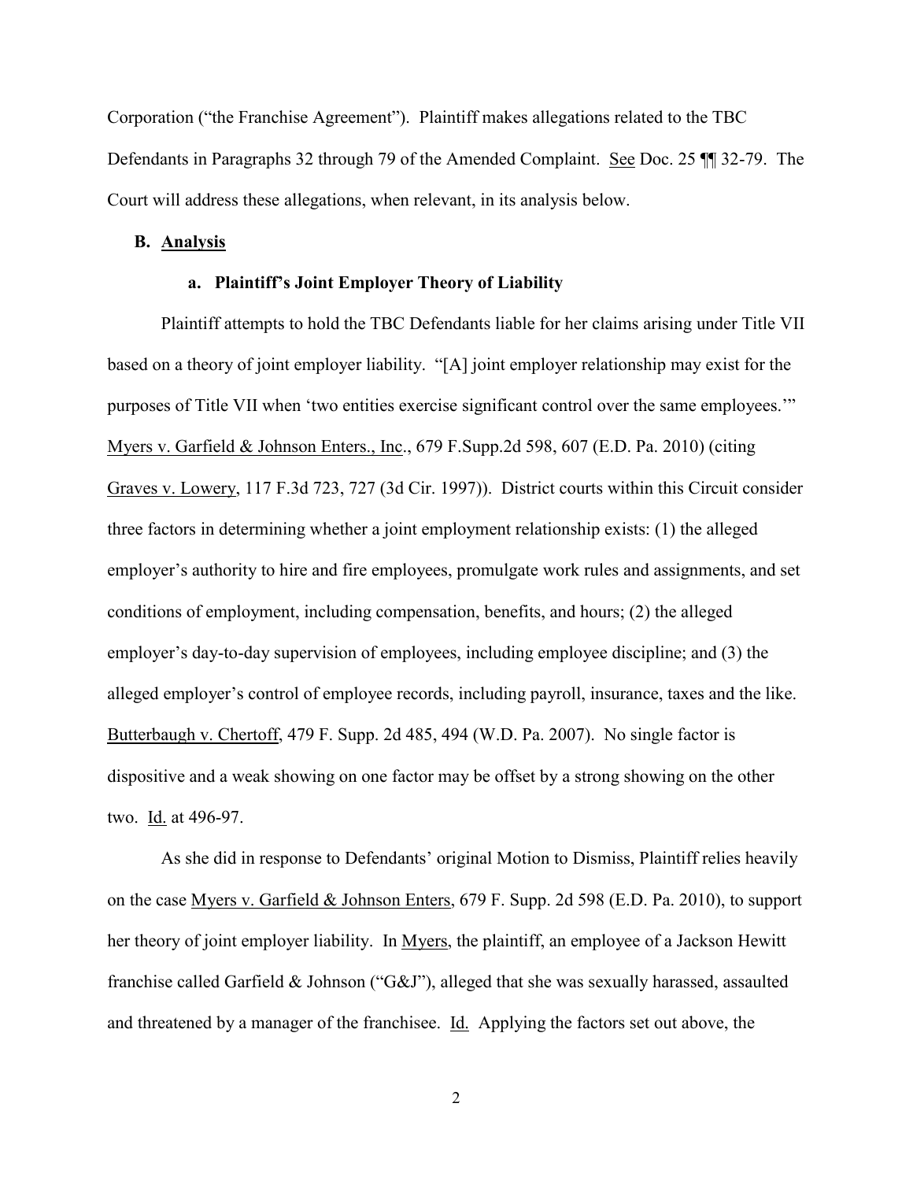Corporation ("the Franchise Agreement"). Plaintiff makes allegations related to the TBC Defendants in Paragraphs 32 through 79 of the Amended Complaint. See Doc. 25 ¶¶ 32-79. The Court will address these allegations, when relevant, in its analysis below.

### B. Analysis

#### a. Plaintiff's Joint Employer Theory of Liability

Plaintiff attempts to hold the TBC Defendants liable for her claims arising under Title VII based on a theory of joint employer liability. "[A] joint employer relationship may exist for the purposes of Title VII when 'two entities exercise significant control over the same employees.'" Myers v. Garfield & Johnson Enters., Inc., 679 F.Supp.2d 598, 607 (E.D. Pa. 2010) (citing Graves v. Lowery, 117 F.3d 723, 727 (3d Cir. 1997)). District courts within this Circuit consider three factors in determining whether a joint employment relationship exists: (1) the alleged employer's authority to hire and fire employees, promulgate work rules and assignments, and set conditions of employment, including compensation, benefits, and hours; (2) the alleged employer's day-to-day supervision of employees, including employee discipline; and (3) the alleged employer's control of employee records, including payroll, insurance, taxes and the like. Butterbaugh v. Chertoff, 479 F. Supp. 2d 485, 494 (W.D. Pa. 2007). No single factor is dispositive and a weak showing on one factor may be offset by a strong showing on the other two. Id. at 496-97.

As she did in response to Defendants' original Motion to Dismiss, Plaintiff relies heavily on the case Myers v. Garfield & Johnson Enters, 679 F. Supp. 2d 598 (E.D. Pa. 2010), to support her theory of joint employer liability. In Myers, the plaintiff, an employee of a Jackson Hewitt franchise called Garfield & Johnson ("G&J"), alleged that she was sexually harassed, assaulted and threatened by a manager of the franchisee. Id. Applying the factors set out above, the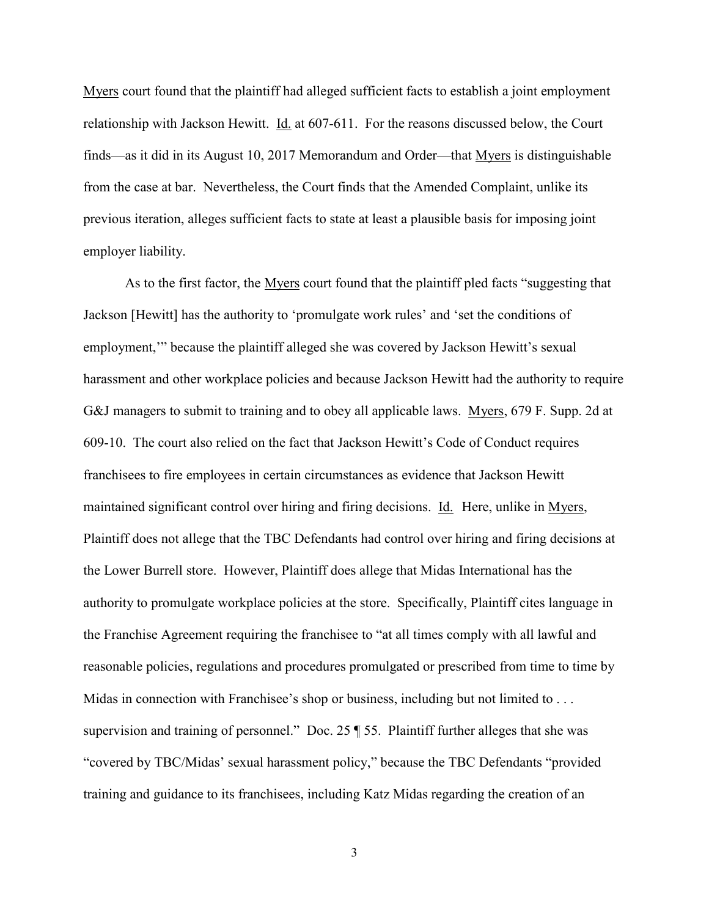Myers court found that the plaintiff had alleged sufficient facts to establish a joint employment relationship with Jackson Hewitt. Id. at 607-611. For the reasons discussed below, the Court finds—as it did in its August 10, 2017 Memorandum and Order—that Myers is distinguishable from the case at bar. Nevertheless, the Court finds that the Amended Complaint, unlike its previous iteration, alleges sufficient facts to state at least a plausible basis for imposing joint employer liability.

As to the first factor, the Myers court found that the plaintiff pled facts "suggesting that Jackson [Hewitt] has the authority to 'promulgate work rules' and 'set the conditions of employment,'" because the plaintiff alleged she was covered by Jackson Hewitt's sexual harassment and other workplace policies and because Jackson Hewitt had the authority to require G&J managers to submit to training and to obey all applicable laws. Myers, 679 F. Supp. 2d at 609-10. The court also relied on the fact that Jackson Hewitt's Code of Conduct requires franchisees to fire employees in certain circumstances as evidence that Jackson Hewitt maintained significant control over hiring and firing decisions. Id. Here, unlike in Myers, Plaintiff does not allege that the TBC Defendants had control over hiring and firing decisions at the Lower Burrell store. However, Plaintiff does allege that Midas International has the authority to promulgate workplace policies at the store. Specifically, Plaintiff cites language in the Franchise Agreement requiring the franchisee to "at all times comply with all lawful and reasonable policies, regulations and procedures promulgated or prescribed from time to time by Midas in connection with Franchisee's shop or business, including but not limited to . . . supervision and training of personnel." Doc. 25 ¶ 55. Plaintiff further alleges that she was "covered by TBC/Midas' sexual harassment policy," because the TBC Defendants "provided training and guidance to its franchisees, including Katz Midas regarding the creation of an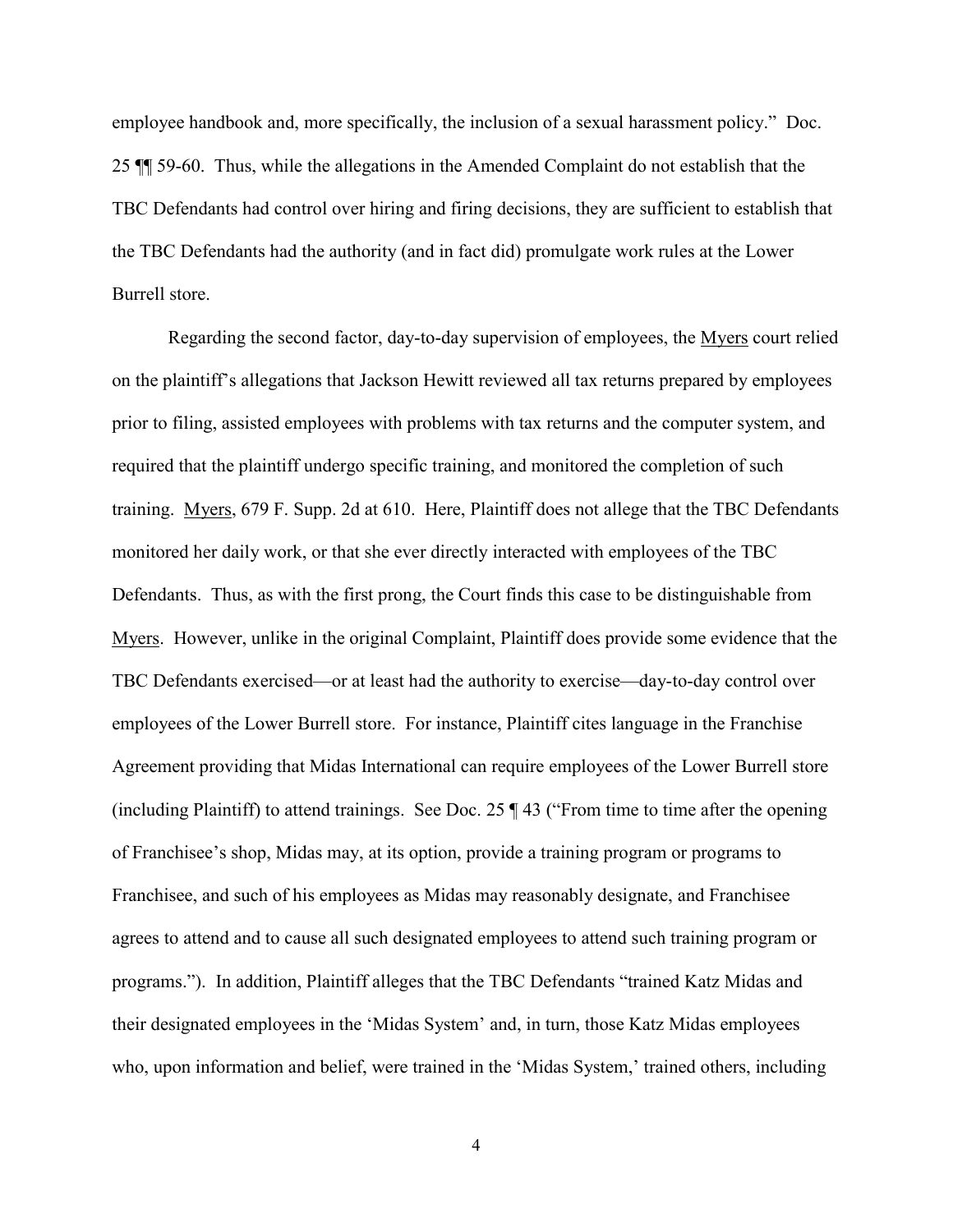employee handbook and, more specifically, the inclusion of a sexual harassment policy." Doc. 25 ¶¶ 59-60. Thus, while the allegations in the Amended Complaint do not establish that the TBC Defendants had control over hiring and firing decisions, they are sufficient to establish that the TBC Defendants had the authority (and in fact did) promulgate work rules at the Lower Burrell store.

Regarding the second factor, day-to-day supervision of employees, the Myers court relied on the plaintiff's allegations that Jackson Hewitt reviewed all tax returns prepared by employees prior to filing, assisted employees with problems with tax returns and the computer system, and required that the plaintiff undergo specific training, and monitored the completion of such training. Myers, 679 F. Supp. 2d at 610. Here, Plaintiff does not allege that the TBC Defendants monitored her daily work, or that she ever directly interacted with employees of the TBC Defendants. Thus, as with the first prong, the Court finds this case to be distinguishable from Myers. However, unlike in the original Complaint, Plaintiff does provide some evidence that the TBC Defendants exercised—or at least had the authority to exercise—day-to-day control over employees of the Lower Burrell store. For instance, Plaintiff cites language in the Franchise Agreement providing that Midas International can require employees of the Lower Burrell store (including Plaintiff) to attend trainings. See Doc. 25 ¶ 43 ("From time to time after the opening of Franchisee's shop, Midas may, at its option, provide a training program or programs to Franchisee, and such of his employees as Midas may reasonably designate, and Franchisee agrees to attend and to cause all such designated employees to attend such training program or programs."). In addition, Plaintiff alleges that the TBC Defendants "trained Katz Midas and their designated employees in the 'Midas System' and, in turn, those Katz Midas employees who, upon information and belief, were trained in the 'Midas System,' trained others, including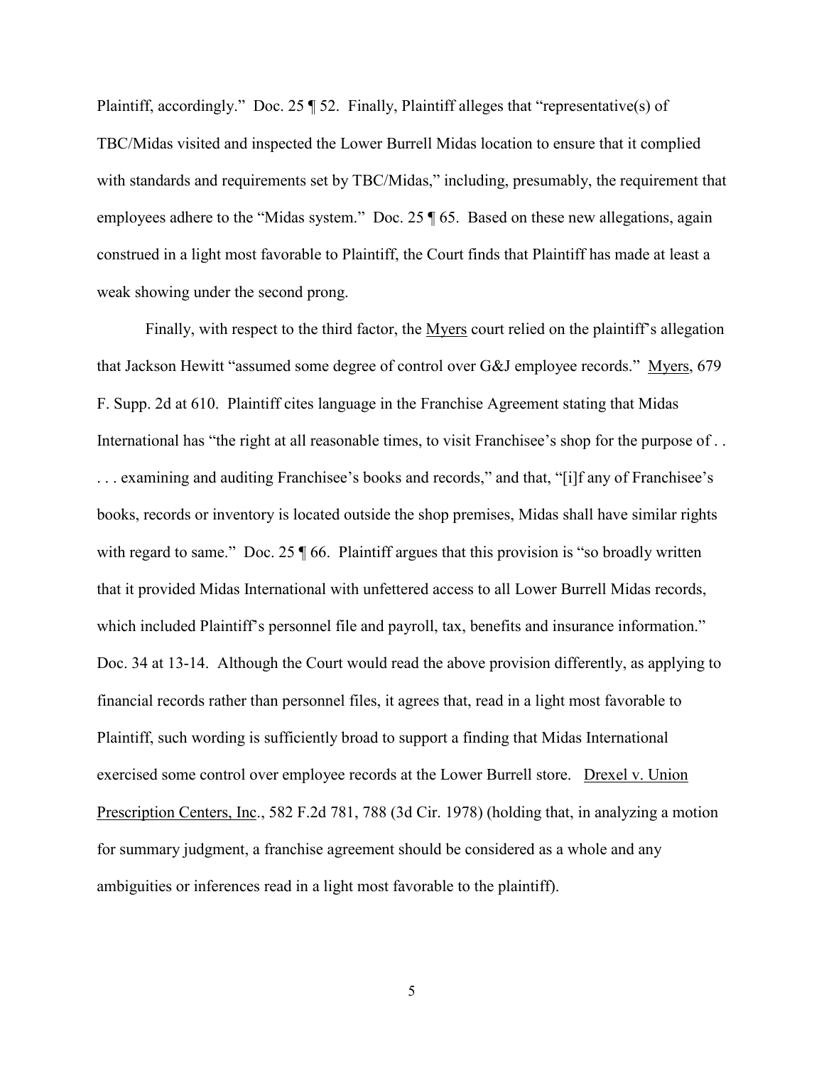Plaintiff, accordingly." Doc. 25 ¶ 52. Finally, Plaintiff alleges that "representative(s) of TBC/Midas visited and inspected the Lower Burrell Midas location to ensure that it complied with standards and requirements set by TBC/Midas," including, presumably, the requirement that employees adhere to the "Midas system." Doc. 25 ¶ 65. Based on these new allegations, again construed in a light most favorable to Plaintiff, the Court finds that Plaintiff has made at least a weak showing under the second prong.

Finally, with respect to the third factor, the Myers court relied on the plaintiff's allegation that Jackson Hewitt "assumed some degree of control over G&J employee records." Myers, 679 F. Supp. 2d at 610. Plaintiff cites language in the Franchise Agreement stating that Midas International has "the right at all reasonable times, to visit Franchisee's shop for the purpose of . . . . . examining and auditing Franchisee's books and records," and that, "[i]f any of Franchisee's books, records or inventory is located outside the shop premises, Midas shall have similar rights with regard to same." Doc. 25 ¶ 66. Plaintiff argues that this provision is "so broadly written that it provided Midas International with unfettered access to all Lower Burrell Midas records, which included Plaintiff's personnel file and payroll, tax, benefits and insurance information." Doc. 34 at 13-14. Although the Court would read the above provision differently, as applying to financial records rather than personnel files, it agrees that, read in a light most favorable to Plaintiff, such wording is sufficiently broad to support a finding that Midas International exercised some control over employee records at the Lower Burrell store. Drexel v. Union Prescription Centers, Inc., 582 F.2d 781, 788 (3d Cir. 1978) (holding that, in analyzing a motion for summary judgment, a franchise agreement should be considered as a whole and any ambiguities or inferences read in a light most favorable to the plaintiff).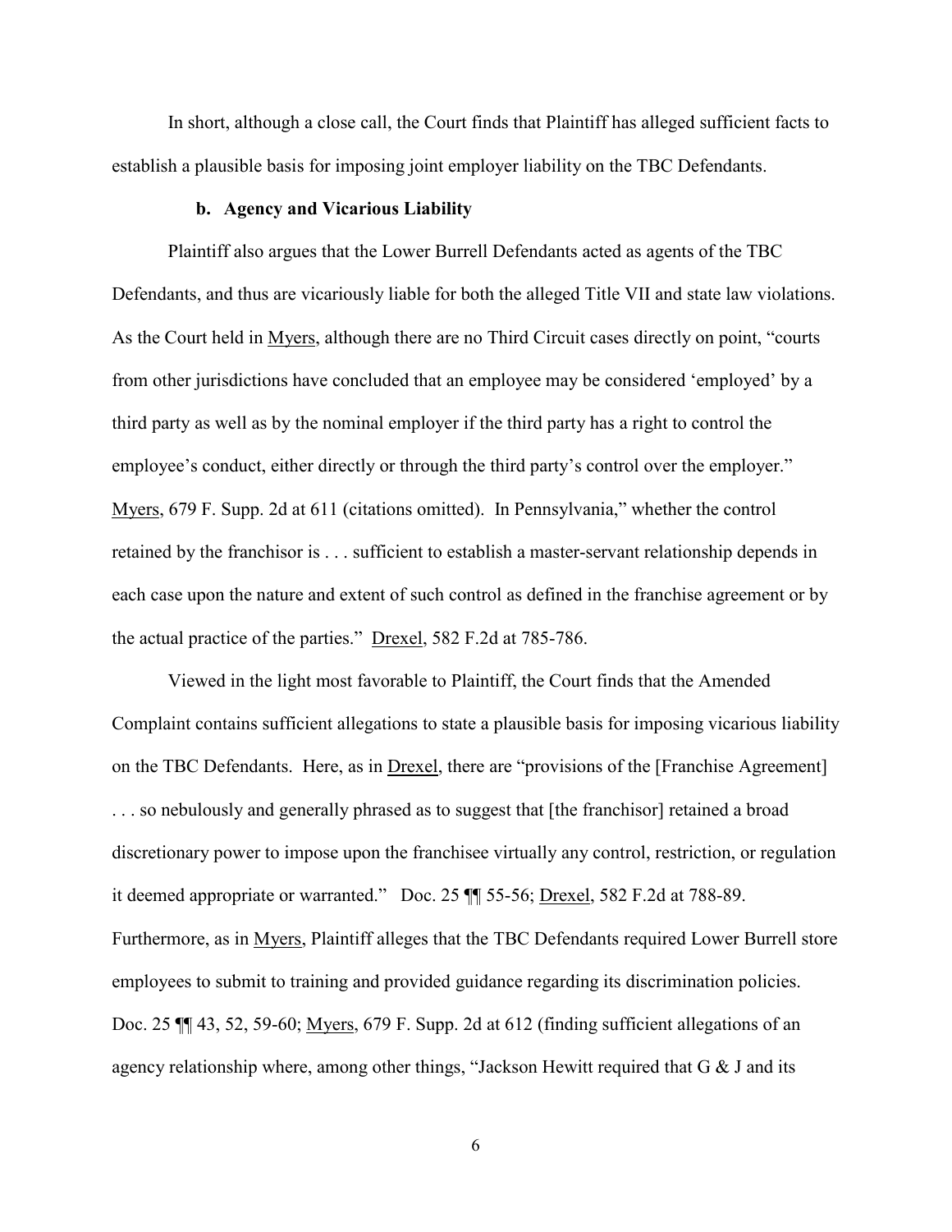In short, although a close call, the Court finds that Plaintiff has alleged sufficient facts to establish a plausible basis for imposing joint employer liability on the TBC Defendants.

**b. Agency and Vicarious Liability**

Plaintiff also argues that the Lower Burrell Defendants acted as agents of the TBC Defendants, and thus are vicariously liable for both the alleged Title VII and state law violations. As the Court held in Myers, although there are no Third Circuit cases directly on point, "courts from other jurisdictions have concluded that an employee may be considered 'employed' by a third party as well as by the nominal employer if the third party has a right to control the employee's conduct, either directly or through the third party's control over the employer." Myers, 679 F. Supp. 2d at 611 (citations omitted). In Pennsylvania," whether the control retained by the franchisor is . . . sufficient to establish a master-servant relationship depends in each case upon the nature and extent of such control as defined in the franchise agreement or by the actual practice of the parties." Drexel, 582 F.2d at 785-786.

Viewed in the light most favorable to Plaintiff, the Court finds that the Amended Complaint contains sufficient allegations to state a plausible basis for imposing vicarious liability on the TBC Defendants. Here, as in Drexel, there are "provisions of the [Franchise Agreement] . . . so nebulously and generally phrased as to suggest that [the franchisor] retained a broad discretionary power to impose upon the franchisee virtually any control, restriction, or regulation it deemed appropriate or warranted." Doc. 25 ¶¶ 55-56; Drexel, 582 F.2d at 788-89. Furthermore, as in Myers, Plaintiff alleges that the TBC Defendants required Lower Burrell store employees to submit to training and provided guidance regarding its discrimination policies. Doc. 25 ¶¶ 43, 52, 59-60; Myers, 679 F. Supp. 2d at 612 (finding sufficient allegations of an agency relationship where, among other things, "Jackson Hewitt required that G & J and its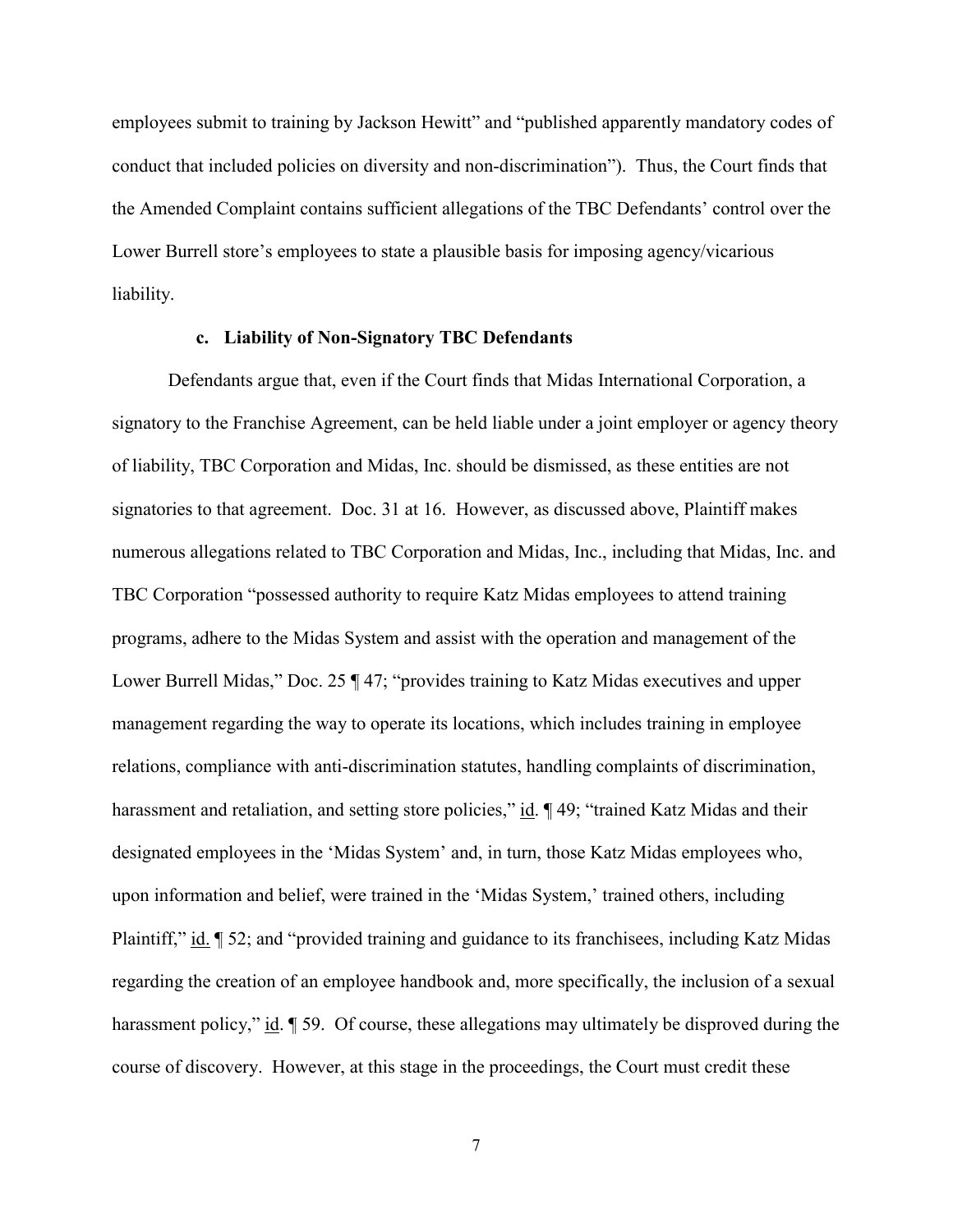employees submit to training by Jackson Hewitt" and "published apparently mandatory codes of conduct that included policies on diversity and non-discrimination"). Thus, the Court finds that the Amended Complaint contains sufficient allegations of the TBC Defendants' control over the Lower Burrell store's employees to state a plausible basis for imposing agency/vicarious liability.

**c. Liability of Non-Signatory TBC Defendants**

Defendants argue that, even if the Court finds that Midas International Corporation, a signatory to the Franchise Agreement, can be held liable under a joint employer or agency theory of liability, TBC Corporation and Midas, Inc. should be dismissed, as these entities are not signatories to that agreement. Doc. 31 at 16. However, as discussed above, Plaintiff makes numerous allegations related to TBC Corporation and Midas, Inc., including that Midas, Inc. and TBC Corporation "possessed authority to require Katz Midas employees to attend training programs, adhere to the Midas System and assist with the operation and management of the Lower Burrell Midas," Doc. 25 ¶ 47; "provides training to Katz Midas executives and upper management regarding the way to operate its locations, which includes training in employee relations, compliance with anti-discrimination statutes, handling complaints of discrimination, harassment and retaliation, and setting store policies," id. ¶ 49; "trained Katz Midas and their designated employees in the 'Midas System' and, in turn, those Katz Midas employees who, upon information and belief, were trained in the 'Midas System,' trained others, including Plaintiff," id. ¶ 52; and "provided training and guidance to its franchisees, including Katz Midas regarding the creation of an employee handbook and, more specifically, the inclusion of a sexual harassment policy," id. ¶ 59. Of course, these allegations may ultimately be disproved during the course of discovery. However, at this stage in the proceedings, the Court must credit these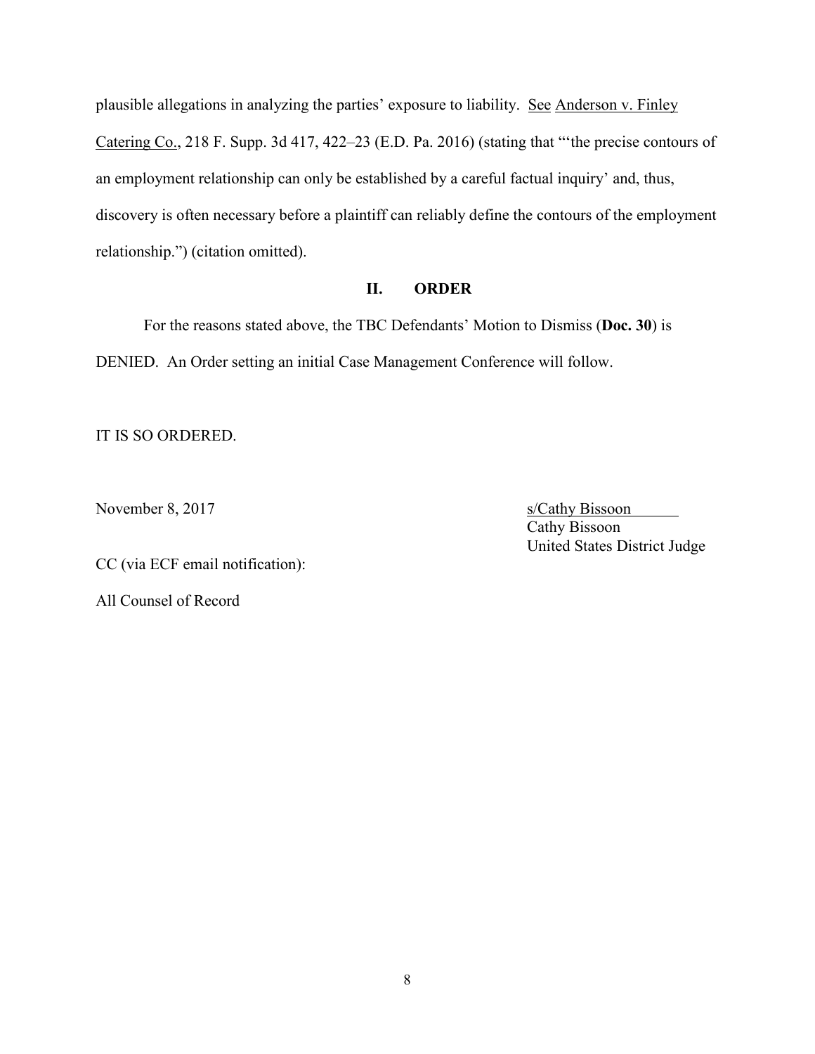plausible allegations in analyzing the parties' exposure to liability. See Anderson v. Finley Catering Co., 218 F. Supp. 3d 417, 422–23 (E.D. Pa. 2016) (stating that "'the precise contours of an employment relationship can only be established by a careful factual inquiry' and, thus, discovery is often necessary before a plaintiff can reliably define the contours of the employment relationship.") (citation omitted).

## II. ORDER

For the reasons stated above, the TBC Defendants' Motion to Dismiss (**Doc. 30**) is DENIED. An Order setting an initial Case Management Conference will follow.

IT IS SO ORDERED.

November 8, 2017

s/Cathy Bissoon
Cathy Bissoon
United States District Judge

CC (via ECF email notification):

All Counsel of Record